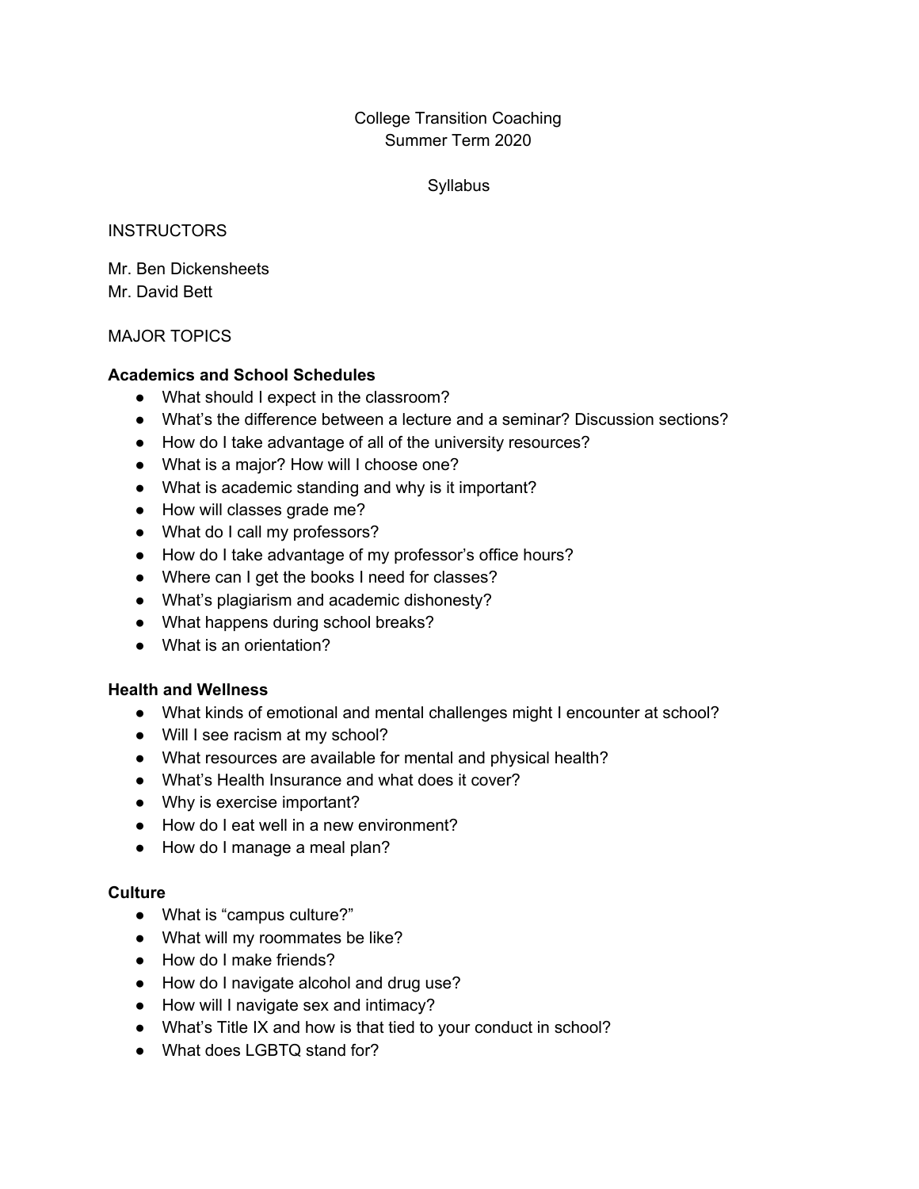# College Transition Coaching
# Summer Term 2020

## Syllabus

INSTRUCTORS

Mr. Ben Dickensheets
Mr. David Bett

MAJOR TOPICS

**Academics and School Schedules**

- What should I expect in the classroom?
- What's the difference between a lecture and a seminar? Discussion sections?
- How do I take advantage of all of the university resources?
- What is a major? How will I choose one?
- What is academic standing and why is it important?
- How will classes grade me?
- What do I call my professors?
- How do I take advantage of my professor's office hours?
- Where can I get the books I need for classes?
- What's plagiarism and academic dishonesty?
- What happens during school breaks?
- What is an orientation?

**Health and Wellness**

- What kinds of emotional and mental challenges might I encounter at school?
- Will I see racism at my school?
- What resources are available for mental and physical health?
- What's Health Insurance and what does it cover?
- Why is exercise important?
- How do I eat well in a new environment?
- How do I manage a meal plan?

**Culture**

- What is "campus culture?"
- What will my roommates be like?
- How do I make friends?
- How do I navigate alcohol and drug use?
- How will I navigate sex and intimacy?
- What's Title IX and how is that tied to your conduct in school?
- What does LGBTQ stand for?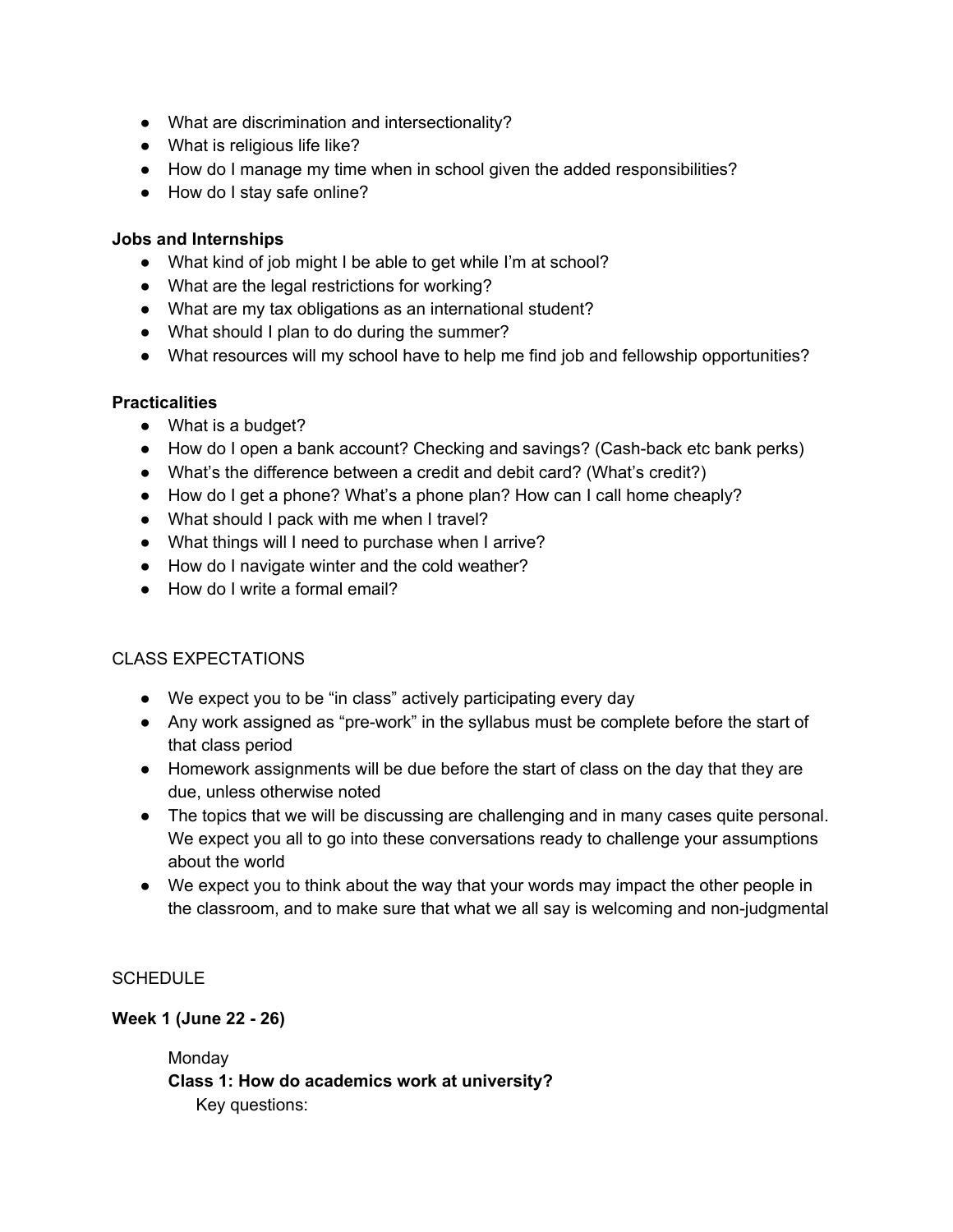- What are discrimination and intersectionality?
- What is religious life like?
- How do I manage my time when in school given the added responsibilities?
- How do I stay safe online?

**Jobs and Internships**

- What kind of job might I be able to get while I'm at school?
- What are the legal restrictions for working?
- What are my tax obligations as an international student?
- What should I plan to do during the summer?
- What resources will my school have to help me find job and fellowship opportunities?

**Practicalities**

- What is a budget?
- How do I open a bank account? Checking and savings? (Cash-back etc bank perks)
- What's the difference between a credit and debit card? (What's credit?)
- How do I get a phone? What's a phone plan? How can I call home cheaply?
- What should I pack with me when I travel?
- What things will I need to purchase when I arrive?
- How do I navigate winter and the cold weather?
- How do I write a formal email?

CLASS EXPECTATIONS

- We expect you to be "in class" actively participating every day
- Any work assigned as "pre-work" in the syllabus must be complete before the start of that class period
- Homework assignments will be due before the start of class on the day that they are due, unless otherwise noted
- The topics that we will be discussing are challenging and in many cases quite personal. We expect you all to go into these conversations ready to challenge your assumptions about the world
- We expect you to think about the way that your words may impact the other people in the classroom, and to make sure that what we all say is welcoming and non-judgmental

SCHEDULE

**Week 1 (June 22 - 26)**

Monday

**Class 1: How do academics work at university?**

Key questions: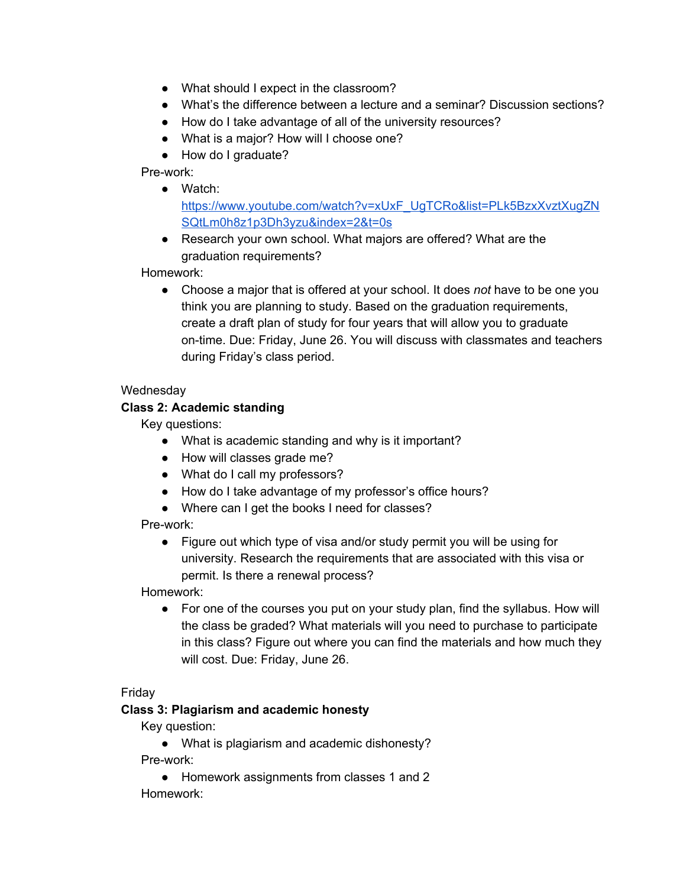- What should I expect in the classroom?
- What's the difference between a lecture and a seminar? Discussion sections?
- How do I take advantage of all of the university resources?
- What is a major? How will I choose one?
- How do I graduate?

Pre-work:

- Watch: [https://www.youtube.com/watch?v=xUxF_UgTCRo&list=PLk5BzxXvztXugZNSQtLm0h8z1p3Dh3yzu&index=2&t=0s](https://www.youtube.com/watch?v=xUxF_UgTCRo&list=PLk5BzxXvztXugZNSQtLm0h8z1p3Dh3yzu&index=2&t=0s)
- Research your own school. What majors are offered? What are the graduation requirements?

Homework:

- Choose a major that is offered at your school. It does *not* have to be one you think you are planning to study. Based on the graduation requirements, create a draft plan of study for four years that will allow you to graduate on-time. Due: Friday, June 26. You will discuss with classmates and teachers during Friday's class period.

Wednesday

**Class 2: Academic standing**

Key questions:

- What is academic standing and why is it important?
- How will classes grade me?
- What do I call my professors?
- How do I take advantage of my professor's office hours?
- Where can I get the books I need for classes?

Pre-work:

- Figure out which type of visa and/or study permit you will be using for university. Research the requirements that are associated with this visa or permit. Is there a renewal process?

Homework:

- For one of the courses you put on your study plan, find the syllabus. How will the class be graded? What materials will you need to purchase to participate in this class? Figure out where you can find the materials and how much they will cost. Due: Friday, June 26.

Friday

**Class 3: Plagiarism and academic honesty**

Key question:

- What is plagiarism and academic dishonesty?

Pre-work:

- Homework assignments from classes 1 and 2

Homework: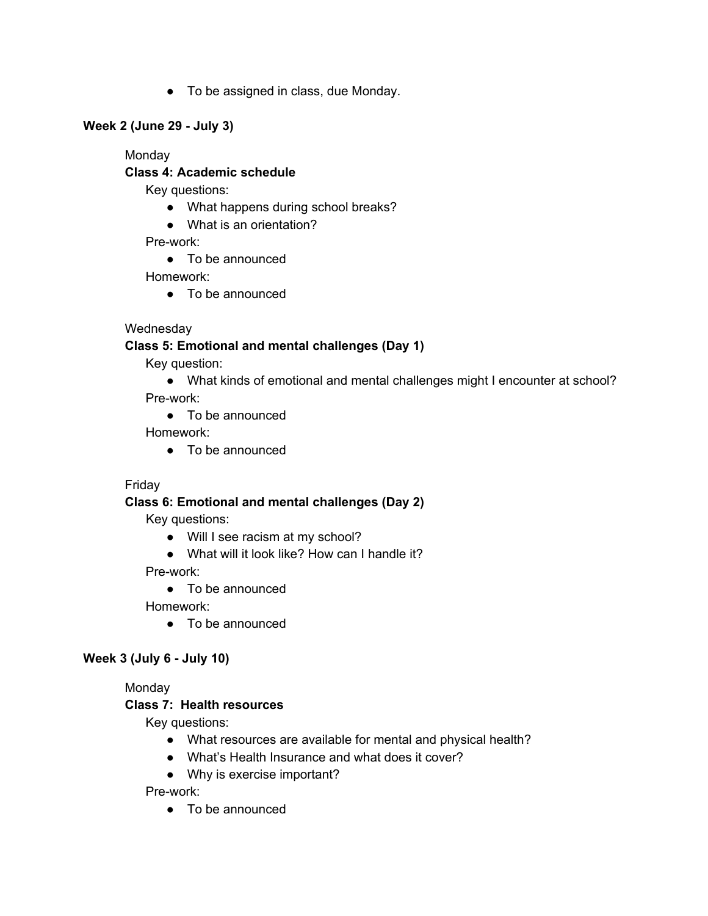- To be assigned in class, due Monday.

**Week 2 (June 29 - July 3)**

Monday

**Class 4: Academic schedule**

Key questions:

- What happens during school breaks?
- What is an orientation?

Pre-work:

- To be announced

Homework:

- To be announced

Wednesday

**Class 5: Emotional and mental challenges (Day 1)**

Key question:

- What kinds of emotional and mental challenges might I encounter at school?

Pre-work:

- To be announced

Homework:

- To be announced

Friday

**Class 6: Emotional and mental challenges (Day 2)**

Key questions:

- Will I see racism at my school?
- What will it look like? How can I handle it?

Pre-work:

- To be announced

Homework:

- To be announced

**Week 3 (July 6 - July 10)**

Monday

**Class 7: Health resources**

Key questions:

- What resources are available for mental and physical health?
- What's Health Insurance and what does it cover?
- Why is exercise important?

Pre-work:

- To be announced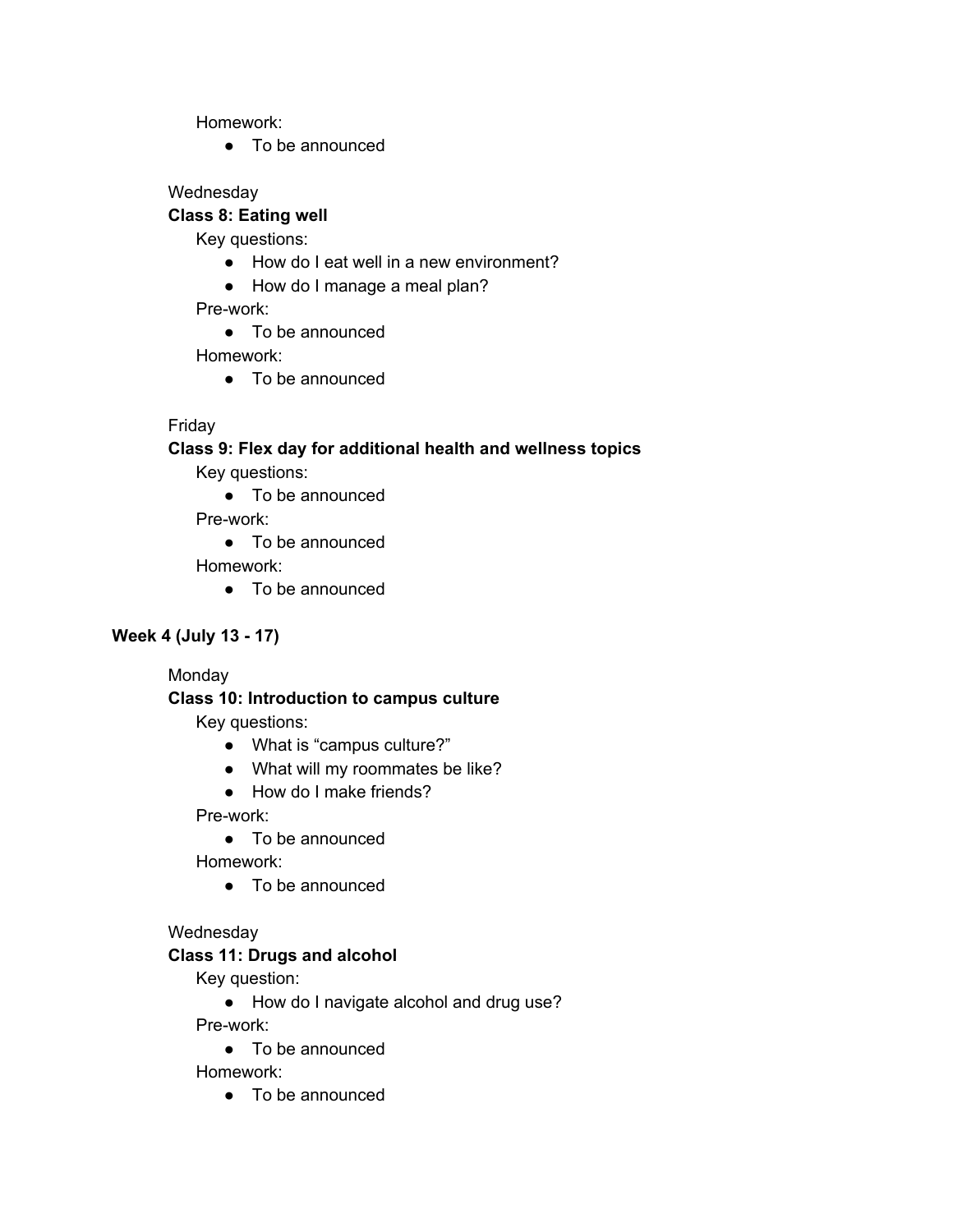Homework:

- To be announced

Wednesday

**Class 8: Eating well**

Key questions:

- How do I eat well in a new environment?
- How do I manage a meal plan?

Pre-work:

- To be announced

Homework:

- To be announced

Friday

**Class 9: Flex day for additional health and wellness topics**

Key questions:

- To be announced

Pre-work:

- To be announced

Homework:

- To be announced

**Week 4 (July 13 - 17)**

Monday

**Class 10: Introduction to campus culture**

Key questions:

- What is "campus culture?"
- What will my roommates be like?
- How do I make friends?

Pre-work:

- To be announced

Homework:

- To be announced

Wednesday

**Class 11: Drugs and alcohol**

Key question:

- How do I navigate alcohol and drug use?

Pre-work:

- To be announced

Homework:

- To be announced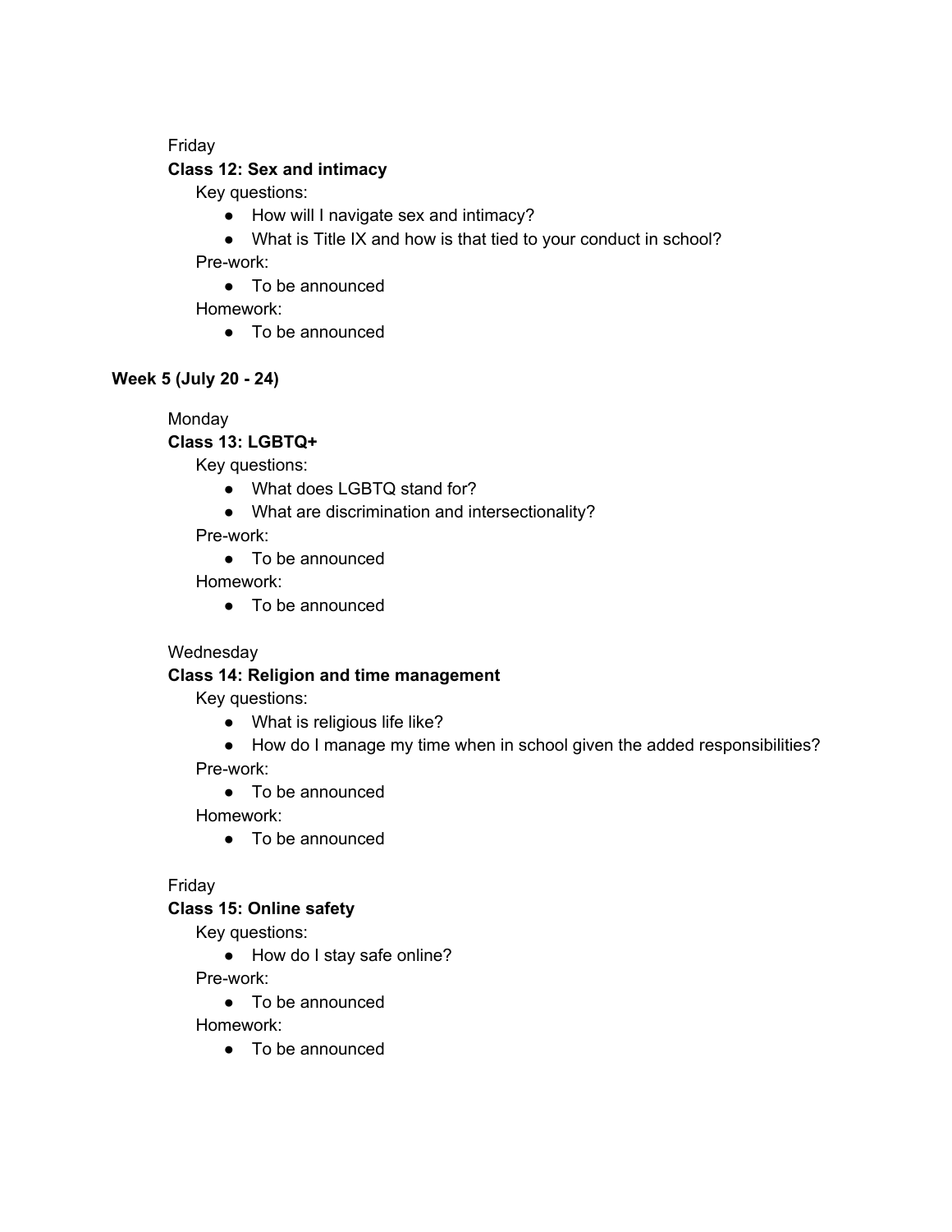Friday

**Class 12: Sex and intimacy**

Key questions:

- How will I navigate sex and intimacy?
- What is Title IX and how is that tied to your conduct in school?

Pre-work:

- To be announced

Homework:

- To be announced

**Week 5 (July 20 - 24)**

Monday

**Class 13: LGBTQ+**

Key questions:

- What does LGBTQ stand for?
- What are discrimination and intersectionality?

Pre-work:

- To be announced

Homework:

- To be announced

Wednesday

**Class 14: Religion and time management**

Key questions:

- What is religious life like?
- How do I manage my time when in school given the added responsibilities?

Pre-work:

- To be announced

Homework:

- To be announced

Friday

**Class 15: Online safety**

Key questions:

- How do I stay safe online?

Pre-work:

- To be announced

Homework:

- To be announced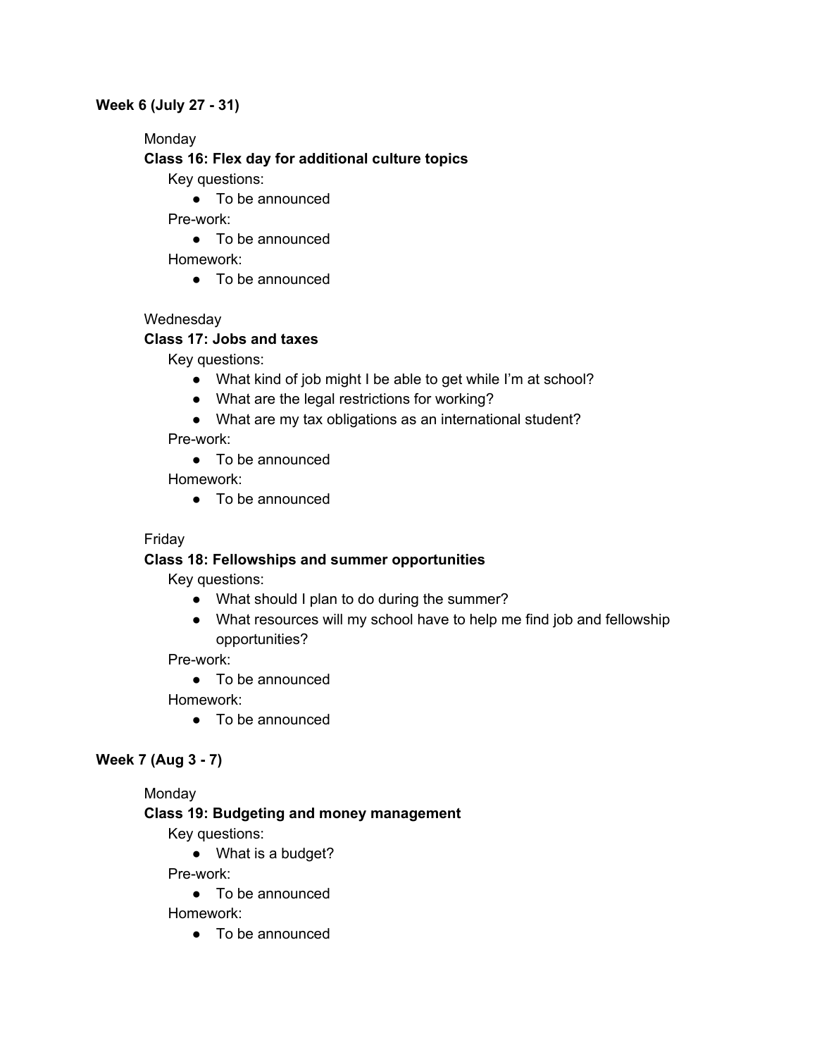**Week 6 (July 27 - 31)**

Monday

**Class 16: Flex day for additional culture topics**

Key questions:

- To be announced

Pre-work:

- To be announced

Homework:

- To be announced

Wednesday

**Class 17: Jobs and taxes**

Key questions:

- What kind of job might I be able to get while I'm at school?
- What are the legal restrictions for working?
- What are my tax obligations as an international student?

Pre-work:

- To be announced

Homework:

- To be announced

Friday

**Class 18: Fellowships and summer opportunities**

Key questions:

- What should I plan to do during the summer?
- What resources will my school have to help me find job and fellowship opportunities?

Pre-work:

- To be announced

Homework:

- To be announced

**Week 7 (Aug 3 - 7)**

Monday

**Class 19: Budgeting and money management**

Key questions:

- What is a budget?

Pre-work:

- To be announced

Homework:

- To be announced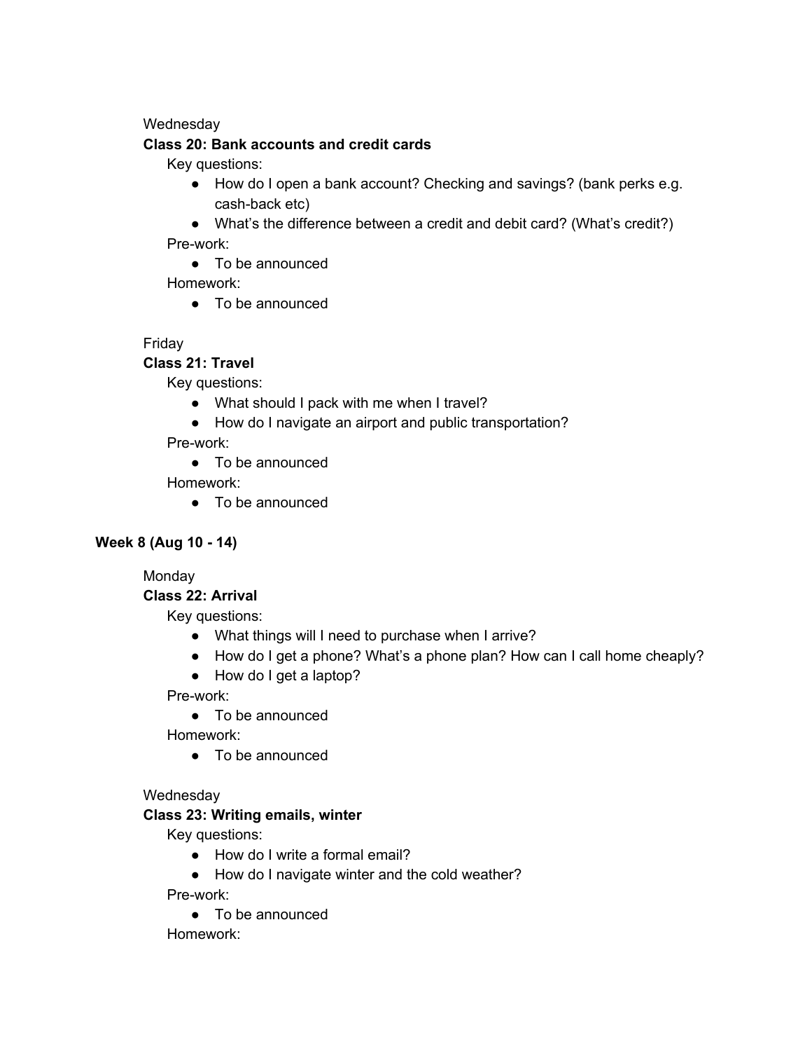Wednesday

**Class 20: Bank accounts and credit cards**

Key questions:

- How do I open a bank account? Checking and savings? (bank perks e.g. cash-back etc)
- What's the difference between a credit and debit card? (What's credit?)

Pre-work:

- To be announced

Homework:

- To be announced

Friday

**Class 21: Travel**

Key questions:

- What should I pack with me when I travel?
- How do I navigate an airport and public transportation?

Pre-work:

- To be announced

Homework:

- To be announced

**Week 8 (Aug 10 - 14)**

Monday

**Class 22: Arrival**

Key questions:

- What things will I need to purchase when I arrive?
- How do I get a phone? What's a phone plan? How can I call home cheaply?
- How do I get a laptop?

Pre-work:

- To be announced

Homework:

- To be announced

Wednesday

**Class 23: Writing emails, winter**

Key questions:

- How do I write a formal email?
- How do I navigate winter and the cold weather?

Pre-work:

- To be announced

Homework: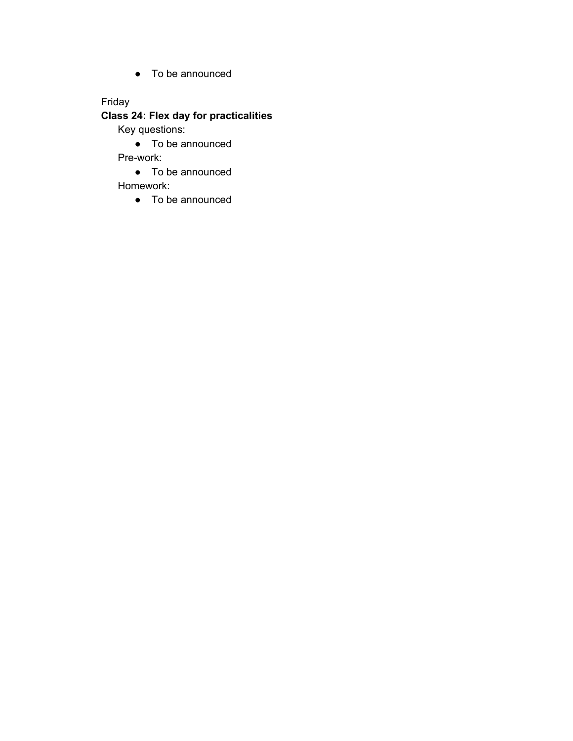- To be announced

Friday

**Class 24: Flex day for practicalities**

Key questions:

- To be announced

Pre-work:

- To be announced

Homework:

- To be announced